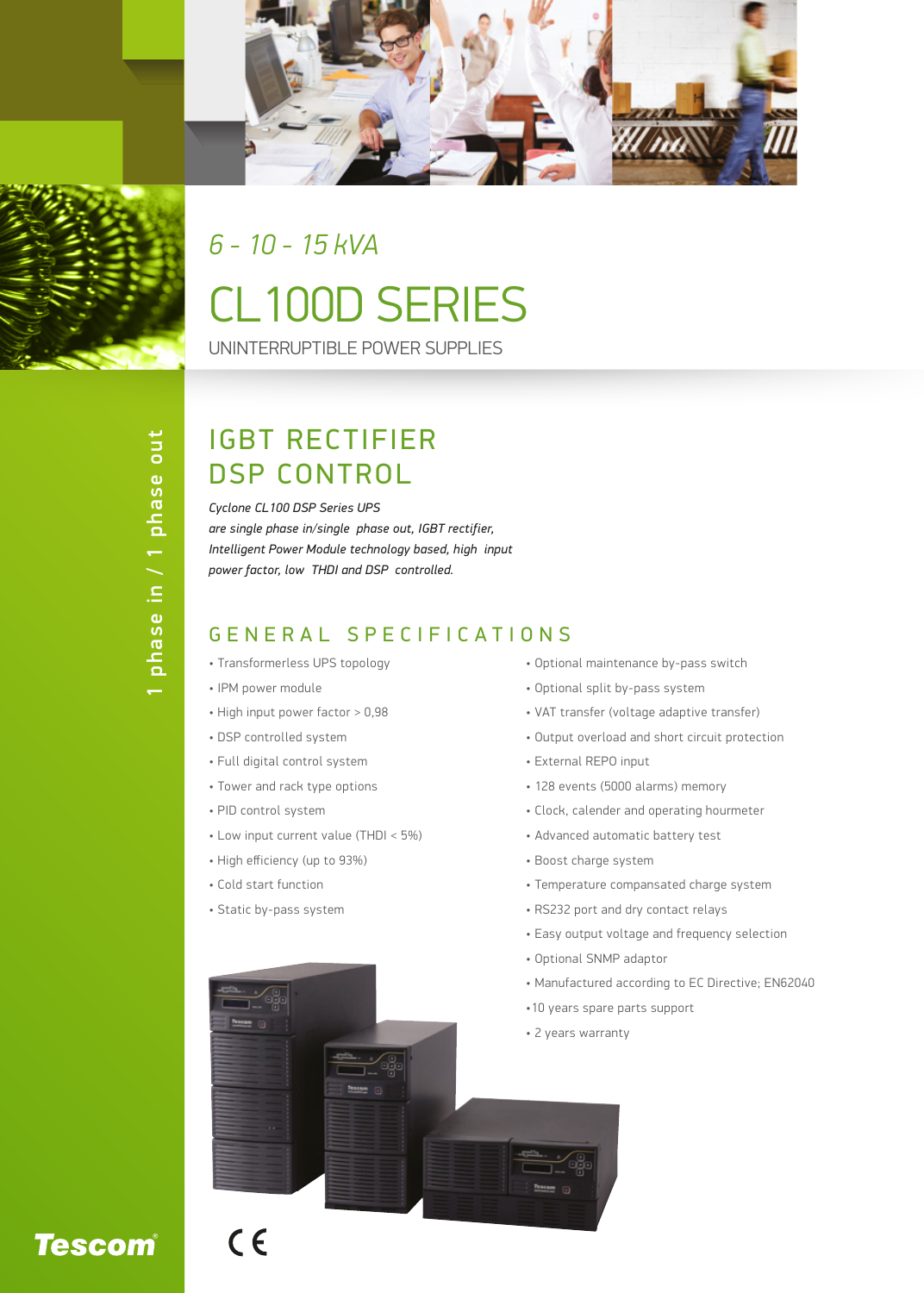*6 - 10 - 15 kVA*

# CL100D SERIES

UNINTERRUPTIBLE POWER SUPPLIES

1 phase in / 1 phase out

## IGBT RECTIFIER DSP CONTROL

*Cyclone CL100 DSP Series UPS are single phase in/single phase out, IGBT rectifier, Intelligent Power Module technology based, high input power factor, low THDI and DSP controlled.*

## GENERAL SPECIFICATIONS

- Transformerless UPS topology
- IPM power module
- High input power factor > 0,98
- DSP controlled system
- Full digital control system
- Tower and rack type options
- PID control system
- Low input current value (THDI < 5%)
- High efficiency (up to 93%)
- Cold start function
- Static by-pass system
- Optional maintenance by-pass switch
- Optional split by-pass system
- VAT transfer (voltage adaptive transfer)
- Output overload and short circuit protection
- External REPO input
- 128 events (5000 alarms) memory
- Clock, calender and operating hourmeter
- Advanced automatic battery test
- Boost charge system
- Temperature compansated charge system
- RS232 port and dry contact relays
- Easy output voltage and frequency selection
- Optional SNMP adaptor
- Manufactured according to EC Directive; EN62040
- 10 years spare parts support
- 2 years warranty

Tescom

CE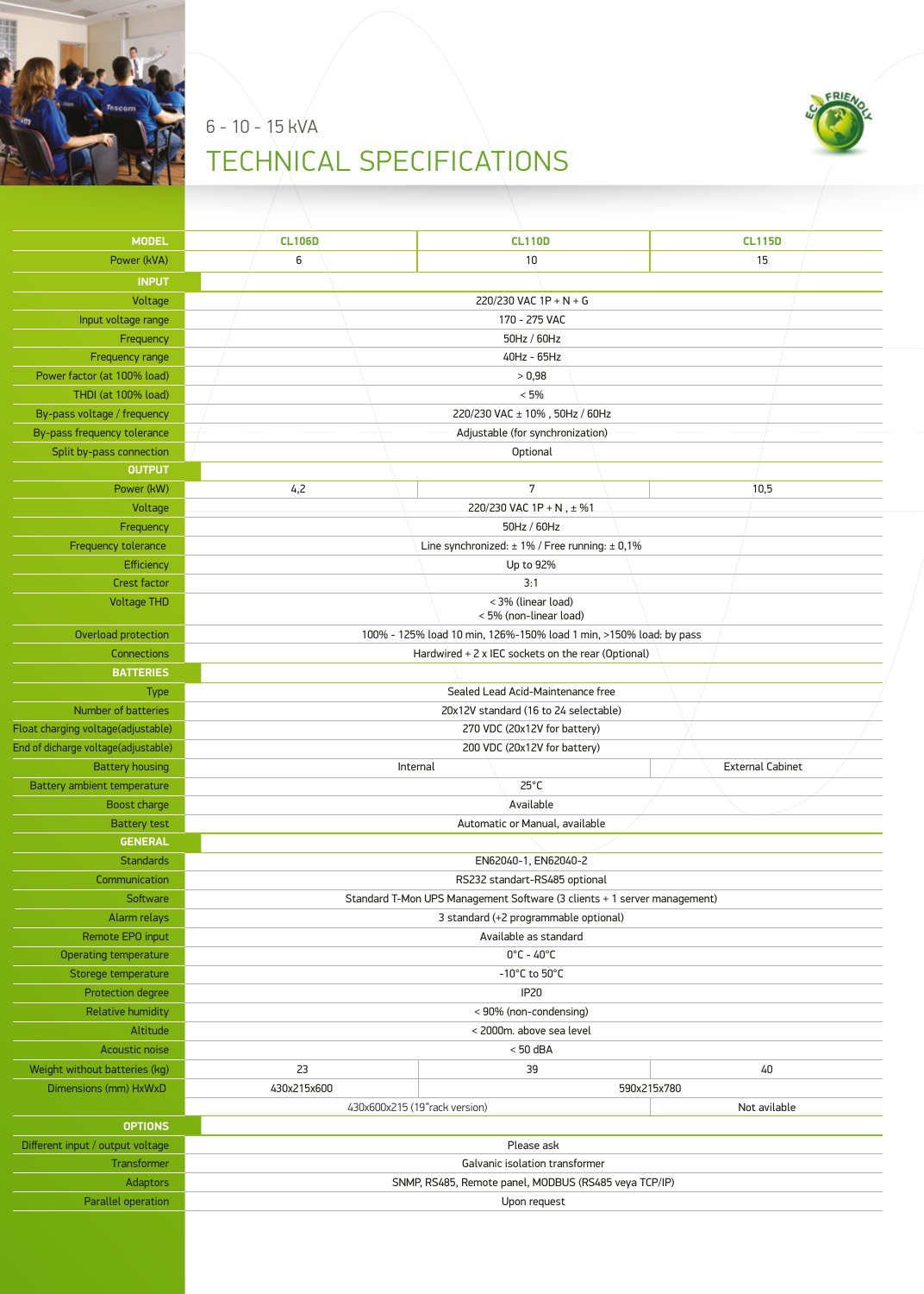6 - 10 - 15 kVA

# TECHNICAL SPECIFICATIONS

| MODEL | CL106D | CL110D | CL115D |
|---|---|---|---|
| Power (kVA) | 6 | 10 | 15 |
| **INPUT** | | | |
| Voltage | 220/230 VAC 1P + N + G | | |
| Input voltage range | 170 - 275 VAC | | |
| Frequency | 50Hz / 60Hz | | |
| Frequency range | 40Hz - 65Hz | | |
| Power factor (at 100% load) | > 0,98 | | |
| THDI (at 100% load) | < 5% | | |
| By-pass voltage / frequency | 220/230 VAC ± 10% , 50Hz / 60Hz | | |
| By-pass frequency tolerance | Adjustable (for synchronization) | | |
| Split by-pass connection | Optional | | |
| **OUTPUT** | | | |
| Power (kW) | 4,2 | 7 | 10,5 |
| Voltage | 220/230 VAC 1P + N , ± %1 | | |
| Frequency | 50Hz / 60Hz | | |
| Frequency tolerance | Line synchronized: ± 1% / Free running: ± 0,1% | | |
| Efficiency | Up to 92% | | |
| Crest factor | 3:1 | | |
| Voltage THD | < 3% (linear load)<br>< 5% (non-linear load) | | |
| Overload protection | 100% - 125% load 10 min, 126%-150% load 1 min, >150% load: by pass | | |
| Connections | Hardwired + 2 x IEC sockets on the rear (Optional) | | |
| **BATTERIES** | | | |
| Type | Sealed Lead Acid-Maintenance free | | |
| Number of batteries | 20x12V standard (16 to 24 selectable) | | |
| Float charging voltage(adjustable) | 270 VDC (20x12V for battery) | | |
| End of dicharge voltage(adjustable) | 200 VDC (20x12V for battery) | | |
| Battery housing | Internal | | External Cabinet |
| Battery ambient temperature | 25°C | | |
| Boost charge | Available | | |
| Battery test | Automatic or Manual, available | | |
| **GENERAL** | | | |
| Standards | EN62040-1, EN62040-2 | | |
| Communication | RS232 standart-RS485 optional | | |
| Software | Standard T-Mon UPS Management Software (3 clients + 1 server management) | | |
| Alarm relays | 3 standard (+2 programmable optional) | | |
| Remote EPO input | Available as standard | | |
| Operating temperature | 0°C - 40°C | | |
| Storege temperature | -10°C to 50°C | | |
| Protection degree | IP20 | | |
| Relative humidity | < 90% (non-condensing) | | |
| Altitude | < 2000m. above sea level | | |
| Acoustic noise | < 50 dBA | | |
| Weight without batteries (kg) | 23 | 39 | 40 |
| Dimensions (mm) HxWxD | 430x215x600 | 590x215x780 | |
| | 430x600x215 (19"rack version) | | Not avilable |
| **OPTIONS** | | | |
| Different input / output voltage | Please ask | | |
| Transformer | Galvanic isolation transformer | | |
| Adaptors | SNMP, RS485, Remote panel, MODBUS (RS485 veya TCP/IP) | | |
| Parallel operation | Upon request | | |